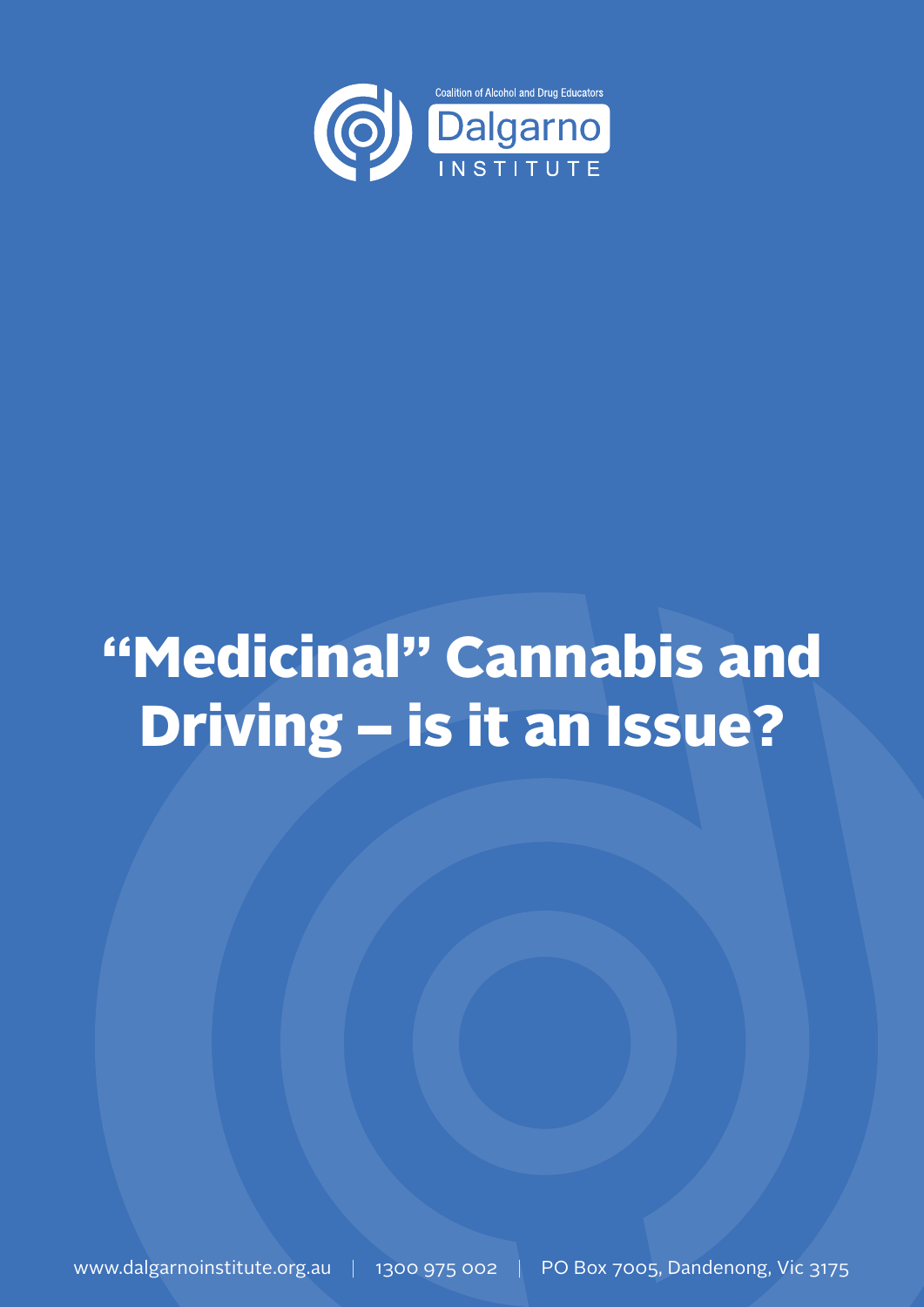Coalition of Alcohol and Drug Educators

Dalgarno INSTITUTE

# "Medicinal" Cannabis and Driving – is it an Issue?

www.dalgarnoinstitute.org.au | 1300 975 002 | PO Box 7005, Dandenong, Vic 3175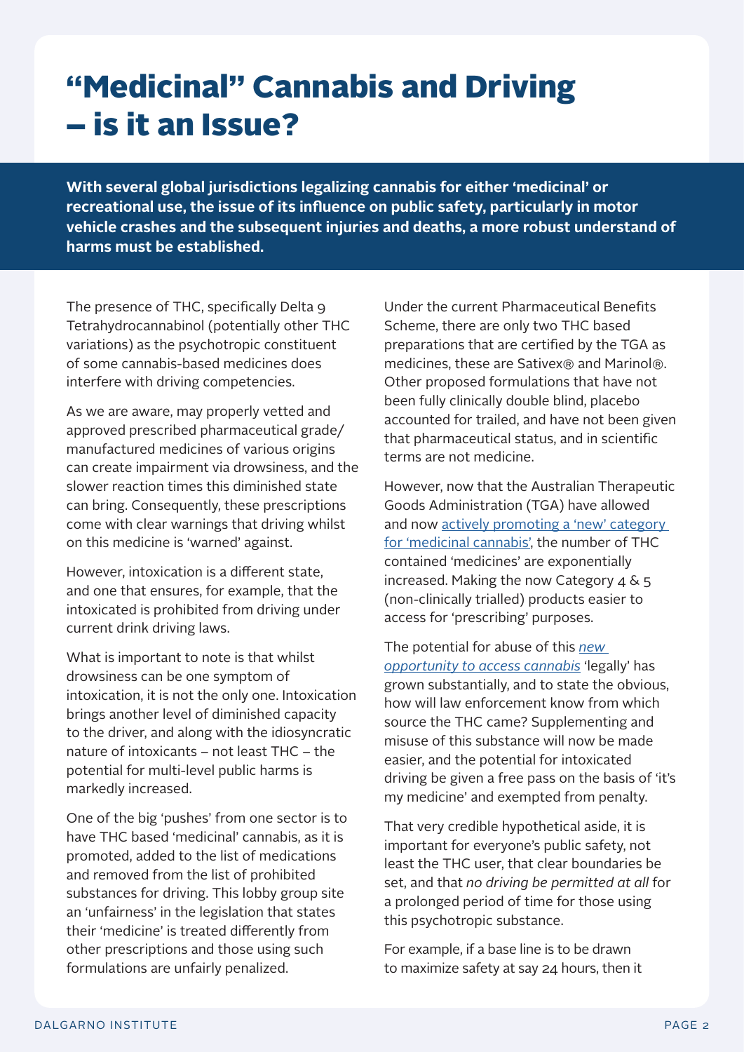# "Medicinal" Cannabis and Driving – is it an Issue?

**With several global jurisdictions legalizing cannabis for either 'medicinal' or recreational use, the issue of its influence on public safety, particularly in motor vehicle crashes and the subsequent injuries and deaths, a more robust understand of harms must be established.**

The presence of THC, specifically Delta 9 Tetrahydrocannabinol (potentially other THC variations) as the psychotropic constituent of some cannabis-based medicines does interfere with driving competencies.

As we are aware, may properly vetted and approved prescribed pharmaceutical grade/manufactured medicines of various origins can create impairment via drowsiness, and the slower reaction times this diminished state can bring. Consequently, these prescriptions come with clear warnings that driving whilst on this medicine is 'warned' against.

However, intoxication is a different state, and one that ensures, for example, that the intoxicated is prohibited from driving under current drink driving laws.

What is important to note is that whilst drowsiness can be one symptom of intoxication, it is not the only one. Intoxication brings another level of diminished capacity to the driver, and along with the idiosyncratic nature of intoxicants – not least THC – the potential for multi-level public harms is markedly increased.

One of the big 'pushes' from one sector is to have THC based 'medicinal' cannabis, as it is promoted, added to the list of medications and removed from the list of prohibited substances for driving. This lobby group site an 'unfairness' in the legislation that states their 'medicine' is treated differently from other prescriptions and those using such formulations are unfairly penalized.

Under the current Pharmaceutical Benefits Scheme, there are only two THC based preparations that are certified by the TGA as medicines, these are Satviex® and Marinol®. Other proposed formulations that have not been fully clinically double blind, placebo accounted for trailed, and have not been given that pharmaceutical status, and in scientific terms are not medicine.

However, now that the Australian Therapeutic Goods Administration (TGA) have allowed and now actively promoting a 'new' category for 'medicinal cannabis', the number of THC contained 'medicines' are exponentially increased. Making the now Category 4 & 5 (non-clinically trialled) products easier to access for 'prescribing' purposes.

The potential for abuse of this *new opportunity to access cannabis* 'legally' has grown substantially, and to state the obvious, how will law enforcement know from which source the THC came? Supplementing and misuse of this substance will now be made easier, and the potential for intoxicated driving be given a free pass on the basis of 'it's my medicine' and exempted from penalty.

That very credible hypothetical aside, it is important for everyone's public safety, not least the THC user, that clear boundaries be set, and that *no driving be permitted at all* for a prolonged period of time for those using this psychotropic substance.

For example, if a base line is to be drawn to maximize safety at say 24 hours, then it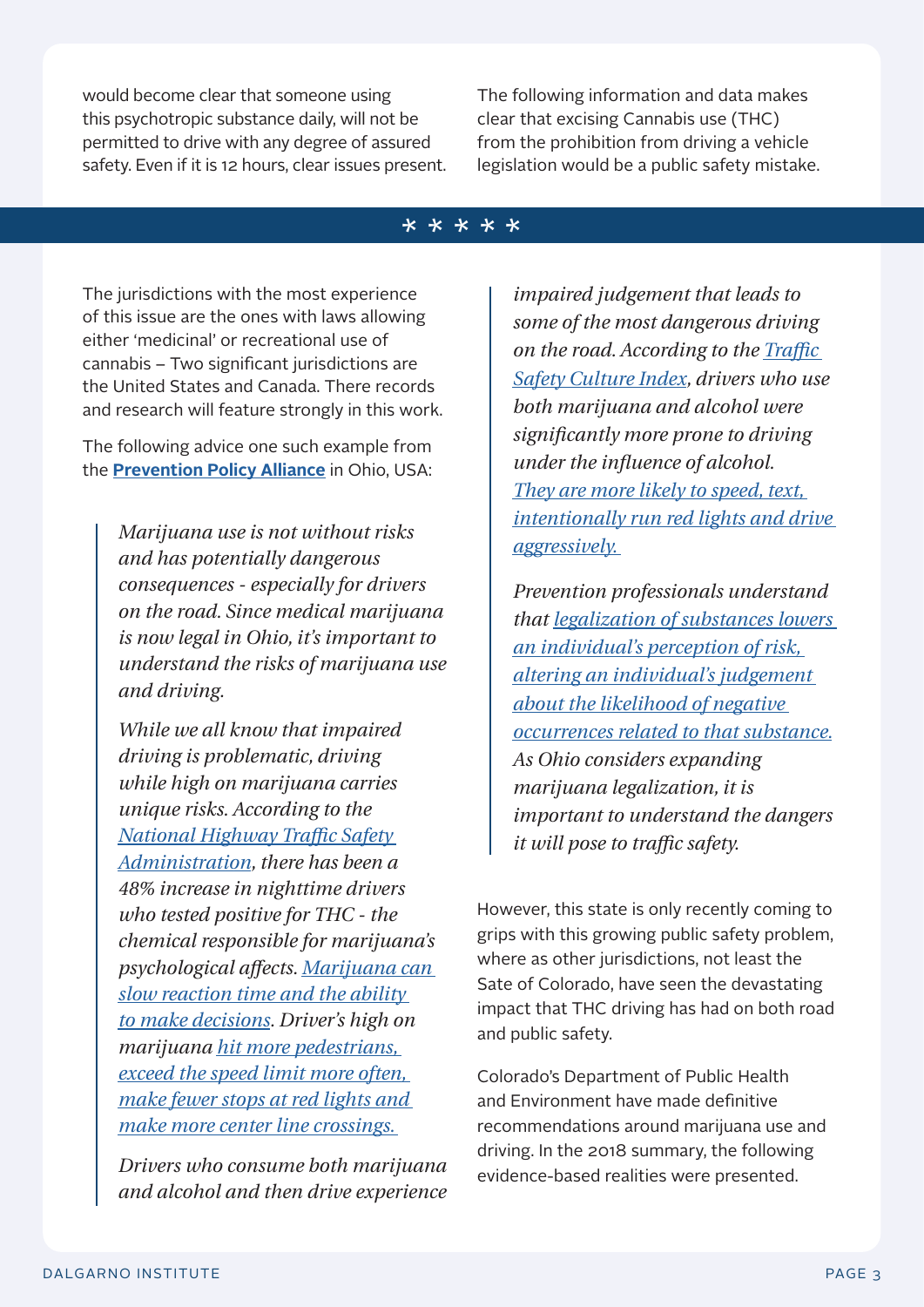would become clear that someone using this psychotropic substance daily, will not be permitted to drive with any degree of assured safety. Even if it is 12 hours, clear issues present.

The following information and data makes clear that excising Cannabis use (THC) from the prohibition from driving a vehicle legislation would be a public safety mistake.

* * * * *

The jurisdictions with the most experience of this issue are the ones with laws allowing either 'medicinal' or recreational use of cannabis – Two significant jurisdictions are the United States and Canada. There records and research will feature strongly in this work.

The following advice one such example from the **Prevention Policy Alliance** in Ohio, USA:

> *Marijuana use is not without risks and has potentially dangerous consequences - especially for drivers on the road. Since medical marijuana is now legal in Ohio, it's important to understand the risks of marijuana use and driving.*
>
> *While we all know that impaired driving is problematic, driving while high on marijuana carries unique risks. According to the National Highway Traffic Safety Administration, there has been a 48% increase in nighttime drivers who tested positive for THC - the chemical responsible for marijuana's psychological affects. Marijuana can slow reaction time and the ability to make decisions. Driver's high on marijuana hit more pedestrians, exceed the speed limit more often, make fewer stops at red lights and make more center line crossings.*
>
> *Drivers who consume both marijuana and alcohol and then drive experience impaired judgement that leads to some of the most dangerous driving on the road. According to the Traffic Safety Culture Index, drivers who use both marijuana and alcohol were significantly more prone to driving under the influence of alcohol. They are more likely to speed, text, intentionally run red lights and drive aggressively.*
>
> *Prevention professionals understand that legalization of substances lowers an individual's perception of risk, altering an individual's judgement about the likelihood of negative occurrences related to that substance. As Ohio considers expanding marijuana legalization, it is important to understand the dangers it will pose to traffic safety.*

However, this state is only recently coming to grips with this growing public safety problem, where as other jurisdictions, not least the Sate of Colorado, have seen the devastating impact that THC driving has had on both road and public safety.

Colorado's Department of Public Health and Environment have made definitive recommendations around marijuana use and driving. In the 2018 summary, the following evidence-based realities were presented.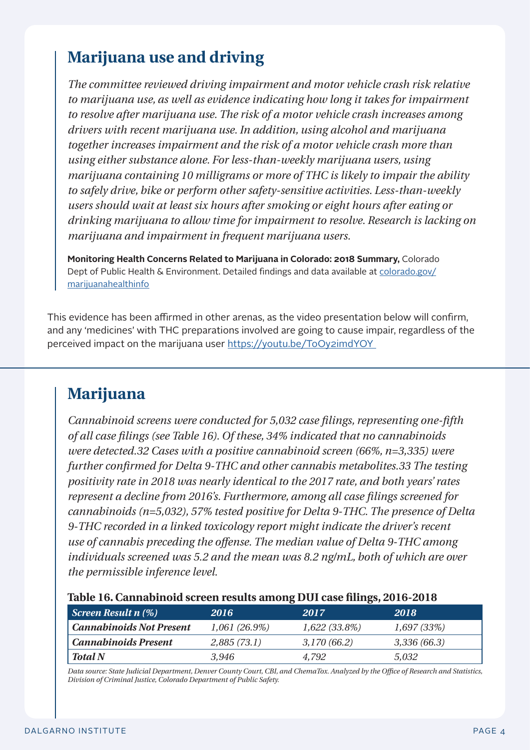## Marijuana use and driving

*The committee reviewed driving impairment and motor vehicle crash risk relative to marijuana use, as well as evidence indicating how long it takes for impairment to resolve after marijuana use. The risk of a motor vehicle crash increases among drivers with recent marijuana use. In addition, using alcohol and marijuana together increases impairment and the risk of a motor vehicle crash more than using either substance alone. For less-than-weekly marijuana users, using marijuana containing 10 milligrams or more of THC is likely to impair the ability to safely drive, bike or perform other safety-sensitive activities. Less-than-weekly users should wait at least six hours after smoking or eight hours after eating or drinking marijuana to allow time for impairment to resolve. Research is lacking on marijuana and impairment in frequent marijuana users.*

**Monitoring Health Concerns Related to Marijuana in Colorado: 2018 Summary,** Colorado Dept of Public Health & Environment. Detailed findings and data available at colorado.gov/marijuanahealthinfo

This evidence has been affirmed in other arenas, as the video presentation below will confirm, and any 'medicines' with THC preparations involved are going to cause impair, regardless of the perceived impact on the marijuana user https://youtu.be/ToOy2imdYOY

## Marijuana

*Cannabinoid screens were conducted for 5,032 case filings, representing one-fifth of all case filings (see Table 16). Of these, 34% indicated that no cannabinoids were detected.32 Cases with a positive cannabinoid screen (66%, n=3,335) were further confirmed for Delta 9-THC and other cannabis metabolites.33 The testing positivity rate in 2018 was nearly identical to the 2017 rate, and both years' rates represent a decline from 2016's. Furthermore, among all case filings screened for cannabinoids (n=5,032), 57% tested positive for Delta 9-THC. The presence of Delta 9-THC recorded in a linked toxicology report might indicate the driver's recent use of cannabis preceding the offense. The median value of Delta 9-THC among individuals screened was 5.2 and the mean was 8.2 ng/mL, both of which are over the permissible inference level.*

**Table 16. Cannabinoid screen results among DUI case filings, 2016-2018**

| *Screen Result n (%)* | *2016* | *2017* | *2018* |
|---|---|---|---|
| *Cannabinoids Not Present* | *1,061 (26.9%)* | *1,622 (33.8%)* | *1,697 (33%)* |
| *Cannabinoids Present* | *2,885 (73.1)* | *3,170 (66.2)* | *3,336 (66.3)* |
| *Total N* | *3,946* | *4,792* | *5,032* |

*Data source: State Judicial Department, Denver County Court, CBI, and ChemaTox. Analyzed by the Office of Research and Statistics, Division of Criminal Justice, Colorado Department of Public Safety.*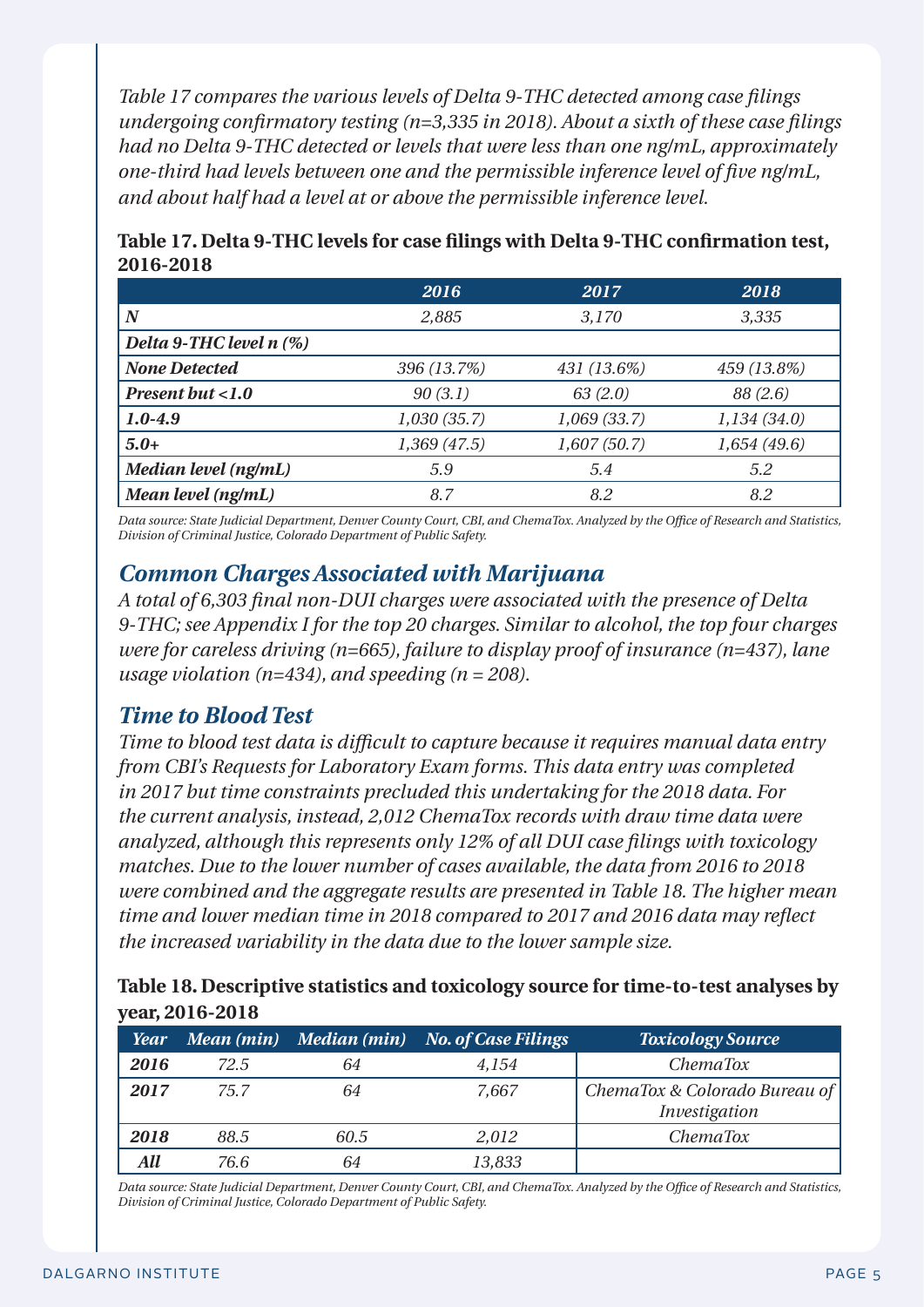*Table 17 compares the various levels of Delta 9-THC detected among case filings undergoing confirmatory testing (n=3,335 in 2018). About a sixth of these case filings had no Delta 9-THC detected or levels that were less than one ng/mL, approximately one-third had levels between one and the permissible inference level of five ng/mL, and about half had a level at or above the permissible inference level.*

**Table 17. Delta 9-THC levels for case filings with Delta 9-THC confirmation test, 2016-2018**

| | 2016 | 2017 | 2018 |
|---|---|---|---|
| ***N*** | *2,885* | *3,170* | *3,335* |
| ***Delta 9-THC level n (%)*** | | | |
| ***None Detected*** | *396 (13.7%)* | *431 (13.6%)* | *459 (13.8%)* |
| ***Present but <1.0*** | *90 (3.1)* | *63 (2.0)* | *88 (2.6)* |
| ***1.0-4.9*** | *1,030 (35.7)* | *1,069 (33.7)* | *1,134 (34.0)* |
| ***5.0+*** | *1,369 (47.5)* | *1,607 (50.7)* | *1,654 (49.6)* |
| ***Median level (ng/mL)*** | *5.9* | *5.4* | *5.2* |
| ***Mean level (ng/mL)*** | *8.7* | *8.2* | *8.2* |

*Data source: State Judicial Department, Denver County Court, CBI, and ChemaTox. Analyzed by the Office of Research and Statistics, Division of Criminal Justice, Colorado Department of Public Safety.*

## *Common Charges Associated with Marijuana*

*A total of 6,303 final non-DUI charges were associated with the presence of Delta 9-THC; see Appendix I for the top 20 charges. Similar to alcohol, the top four charges were for careless driving (n=665), failure to display proof of insurance (n=437), lane usage violation (n=434), and speeding (n = 208).*

## *Time to Blood Test*

*Time to blood test data is difficult to capture because it requires manual data entry from CBI's Requests for Laboratory Exam forms. This data entry was completed in 2017 but time constraints precluded this undertaking for the 2018 data. For the current analysis, instead, 2,012 ChemaTox records with draw time data were analyzed, although this represents only 12% of all DUI case filings with toxicology matches. Due to the lower number of cases available, the data from 2016 to 2018 were combined and the aggregate results are presented in Table 18. The higher mean time and lower median time in 2018 compared to 2017 and 2016 data may reflect the increased variability in the data due to the lower sample size.*

**Table 18. Descriptive statistics and toxicology source for time-to-test analyses by year, 2016-2018**

| Year | Mean (min) | Median (min) | No. of Case Filings | Toxicology Source |
|---|---|---|---|---|
| ***2016*** | *72.5* | *64* | *4,154* | *ChemaTox* |
| ***2017*** | *75.7* | *64* | *7,667* | *ChemaTox & Colorado Bureau of Investigation* |
| ***2018*** | *88.5* | *60.5* | *2,012* | *ChemaTox* |
| ***All*** | *76.6* | *64* | *13,833* | |

*Data source: State Judicial Department, Denver County Court, CBI, and ChemaTox. Analyzed by the Office of Research and Statistics, Division of Criminal Justice, Colorado Department of Public Safety.*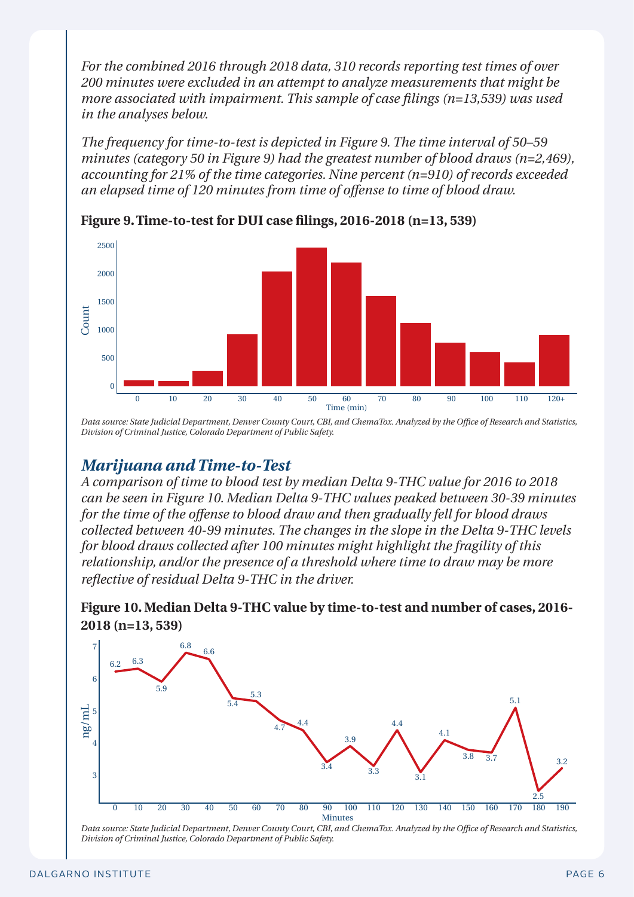*For the combined 2016 through 2018 data, 310 records reporting test times of over 200 minutes were excluded in an attempt to analyze measurements that might be more associated with impairment. This sample of case filings (n=13,539) was used in the analyses below.*

*The frequency for time-to-test is depicted in Figure 9. The time interval of 50–59 minutes (category 50 in Figure 9) had the greatest number of blood draws (n=2,469), accounting for 21% of the time categories. Nine percent (n=910) of records exceeded an elapsed time of 120 minutes from time of offense to time of blood draw.*

**Figure 9. Time-to-test for DUI case filings, 2016-2018 (n=13, 539)**

*Data source: State Judicial Department, Denver County Court, CBI, and ChemaTox. Analyzed by the Office of Research and Statistics, Division of Criminal Justice, Colorado Department of Public Safety.*

## *Marijuana and Time-to-Test*

*A comparison of time to blood test by median Delta 9-THC value for 2016 to 2018 can be seen in Figure 10. Median Delta 9-THC values peaked between 30-39 minutes for the time of the offense to blood draw and then gradually fell for blood draws collected between 40-99 minutes. The changes in the slope in the Delta 9-THC levels for blood draws collected after 100 minutes might highlight the fragility of this relationship, and/or the presence of a threshold where time to draw may be more reflective of residual Delta 9-THC in the driver.*

**Figure 10. Median Delta 9-THC value by time-to-test and number of cases, 2016-2018 (n=13, 539)**

| Minutes | 0 | 10 | 20 | 30 | 40 | 50 | 60 | 70 | 80 | 90 | 100 | 110 | 120 | 130 | 140 | 150 | 160 | 170 | 180 | 190 |
|---|---|---|---|---|---|---|---|---|---|---|---|---|---|---|---|---|---|---|---|---|
| ng/mL | 6.2 | 6.3 | 5.9 | 6.8 | 6.6 | 5.4 | 5.3 | 4.7 | 4.4 | 3.4 | 3.9 | 3.3 | 4.4 | 3.1 | 4.1 | 3.8 | 3.7 | 5.1 | 2.5 | 3.2 |

*Data source: State Judicial Department, Denver County Court, CBI, and ChemaTox. Analyzed by the Office of Research and Statistics, Division of Criminal Justice, Colorado Department of Public Safety.*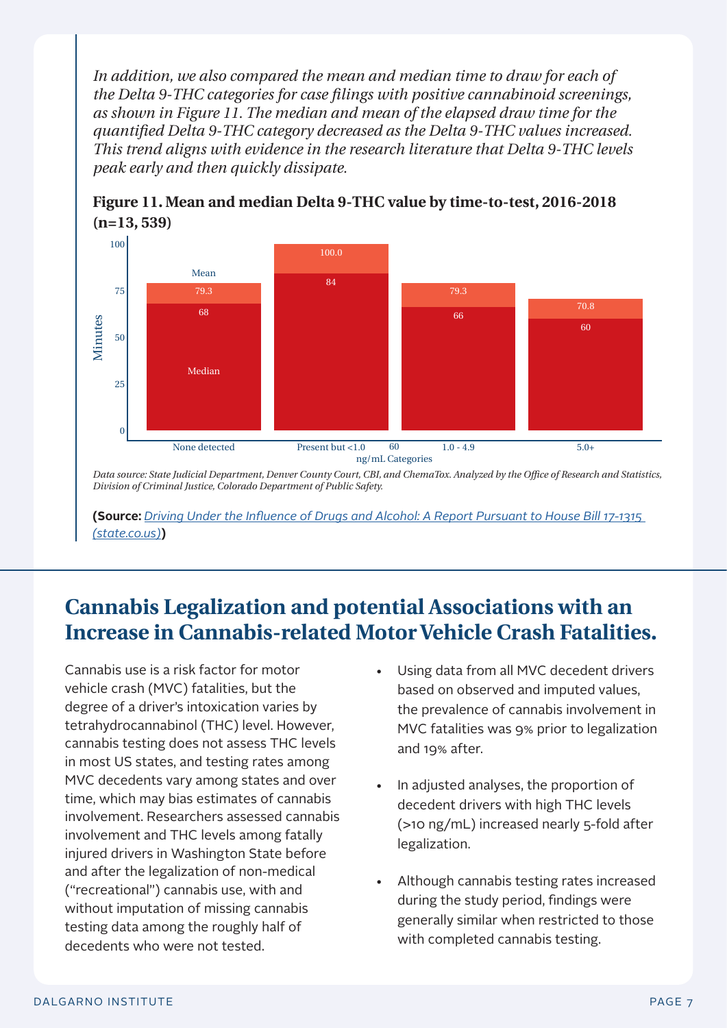*In addition, we also compared the mean and median time to draw for each of the Delta 9-THC categories for case filings with positive cannabinoid screenings, as shown in Figure 11. The median and mean of the elapsed draw time for the quantified Delta 9-THC category decreased as the Delta 9-THC values increased. This trend aligns with evidence in the research literature that Delta 9-THC levels peak early and then quickly dissipate.*

**Figure 11. Mean and median Delta 9-THC value by time-to-test, 2016-2018 (n=13, 539)**

| ng/mL Categories | Mean (Minutes) | Median (Minutes) |
|---|---|---|
| None detected | 79.3 | 68 |
| Present but <1.0 | 100.0 | 84 |
| 1.0 - 4.9 | 79.3 | 66 |
| 5.0+ | 70.8 | 60 |

*Data source: State Judicial Department, Denver County Court, CBI, and ChemaTox. Analyzed by the Office of Research and Statistics, Division of Criminal Justice, Colorado Department of Public Safety.*

**(Source:** [Driving Under the Influence of Drugs and Alcohol: A Report Pursuant to House Bill 17-1315 (state.co.us)](state.co.us)**)**

## Cannabis Legalization and potential Associations with an Increase in Cannabis-related Motor Vehicle Crash Fatalities.

Cannabis use is a risk factor for motor vehicle crash (MVC) fatalities, but the degree of a driver's intoxication varies by tetrahydrocannabinol (THC) level. However, cannabis testing does not assess THC levels in most US states, and testing rates among MVC decedents vary among states and over time, which may bias estimates of cannabis involvement. Researchers assessed cannabis involvement and THC levels among fatally injured drivers in Washington State before and after the legalization of non-medical ("recreational") cannabis use, with and without imputation of missing cannabis testing data among the roughly half of decedents who were not tested.

- Using data from all MVC decedent drivers based on observed and imputed values, the prevalence of cannabis involvement in MVC fatalities was 9% prior to legalization and 19% after.
- In adjusted analyses, the proportion of decedent drivers with high THC levels (>10 ng/mL) increased nearly 5-fold after legalization.
- Although cannabis testing rates increased during the study period, findings were generally similar when restricted to those with completed cannabis testing.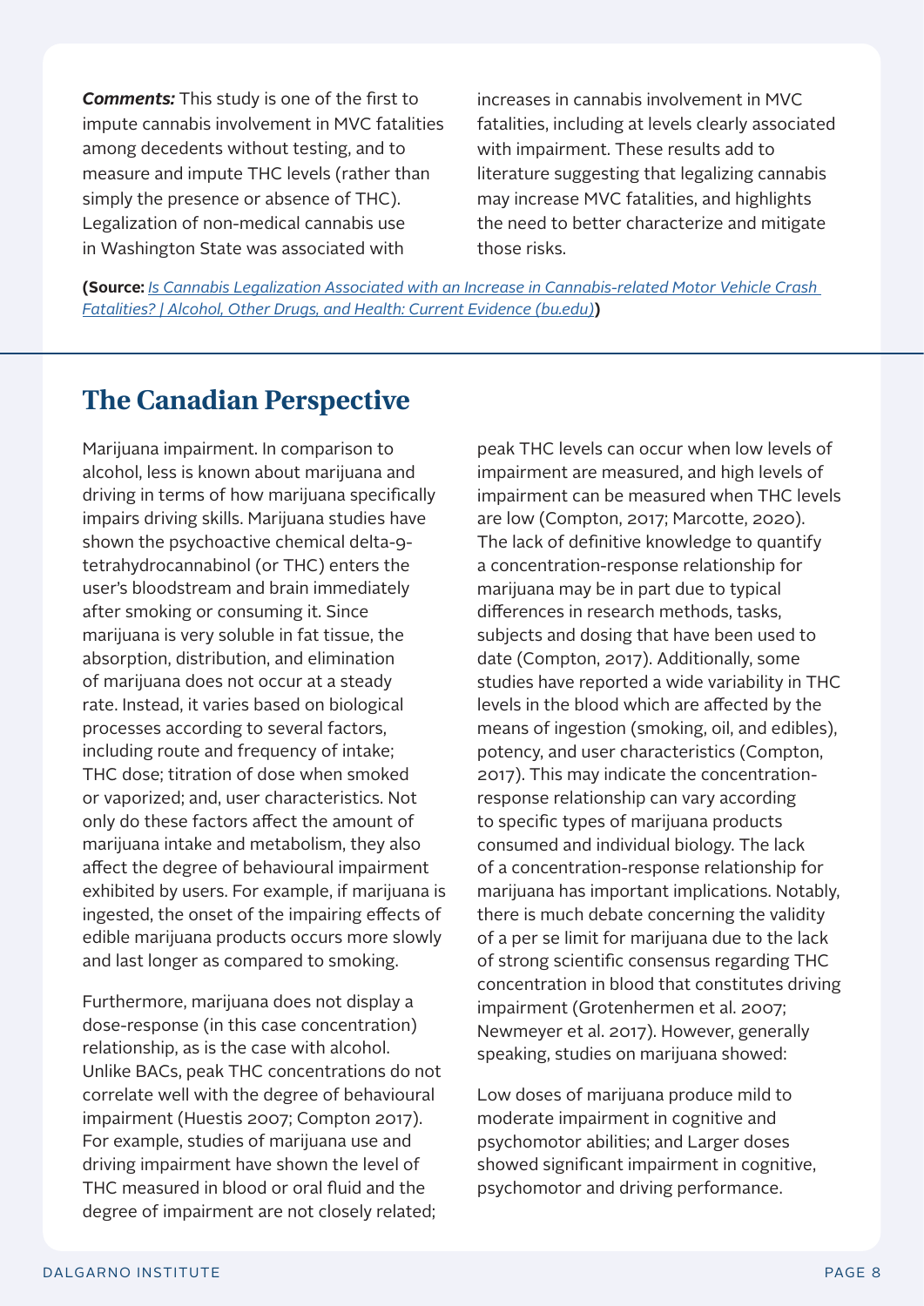***Comments:*** This study is one of the first to impute cannabis involvement in MVC fatalities among decedents without testing, and to measure and impute THC levels (rather than simply the presence or absence of THC). Legalization of non-medical cannabis use in Washington State was associated with increases in cannabis involvement in MVC fatalities, including at levels clearly associated with impairment. These results add to literature suggesting that legalizing cannabis may increase MVC fatalities, and highlights the need to better characterize and mitigate those risks.

**(Source:** *Is Cannabis Legalization Associated with an Increase in Cannabis-related Motor Vehicle Crash Fatalities? | Alcohol, Other Drugs, and Health: Current Evidence (bu.edu)***)**

## The Canadian Perspective

Marijuana impairment. In comparison to alcohol, less is known about marijuana and driving in terms of how marijuana specifically impairs driving skills. Marijuana studies have shown the psychoactive chemical delta-9-tetrahydrocannabinol (or THC) enters the user's bloodstream and brain immediately after smoking or consuming it. Since marijuana is very soluble in fat tissue, the absorption, distribution, and elimination of marijuana does not occur at a steady rate. Instead, it varies based on biological processes according to several factors, including route and frequency of intake; THC dose; titration of dose when smoked or vaporized; and, user characteristics. Not only do these factors affect the amount of marijuana intake and metabolism, they also affect the degree of behavioural impairment exhibited by users. For example, if marijuana is ingested, the onset of the impairing effects of edible marijuana products occurs more slowly and last longer as compared to smoking.

Furthermore, marijuana does not display a dose-response (in this case concentration) relationship, as is the case with alcohol. Unlike BACs, peak THC concentrations do not correlate well with the degree of behavioural impairment (Huestis 2007; Compton 2017). For example, studies of marijuana use and driving impairment have shown the level of THC measured in blood or oral fluid and the degree of impairment are not closely related; peak THC levels can occur when low levels of impairment are measured, and high levels of impairment can be measured when THC levels are low (Compton, 2017; Marcotte, 2020). The lack of definitive knowledge to quantify a concentration-response relationship for marijuana may be in part due to typical differences in research methods, tasks, subjects and dosing that have been used to date (Compton, 2017). Additionally, some studies have reported a wide variability in THC levels in the blood which are affected by the means of ingestion (smoking, oil, and edibles), potency, and user characteristics (Compton, 2017). This may indicate the concentration-response relationship can vary according to specific types of marijuana products consumed and individual biology. The lack of a concentration-response relationship for marijuana has important implications. Notably, there is much debate concerning the validity of a per se limit for marijuana due to the lack of strong scientific consensus regarding THC concentration in blood that constitutes driving impairment (Grotenhermen et al. 2007; Newmeyer et al. 2017). However, generally speaking, studies on marijuana showed:

Low doses of marijuana produce mild to moderate impairment in cognitive and psychomotor abilities; and Larger doses showed significant impairment in cognitive, psychomotor and driving performance.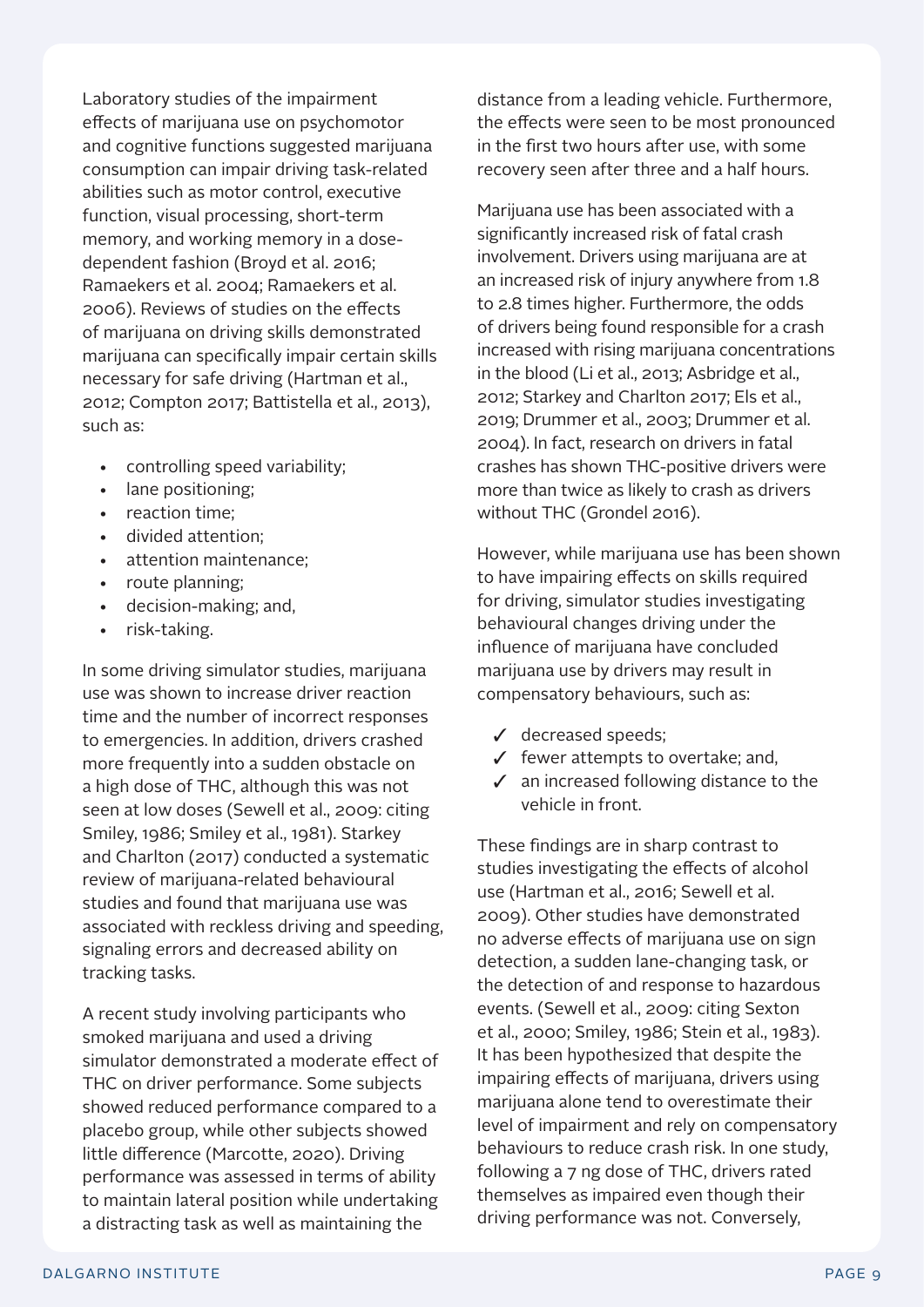Laboratory studies of the impairment effects of marijuana use on psychomotor and cognitive functions suggested marijuana consumption can impair driving task-related abilities such as motor control, executive function, visual processing, short-term memory, and working memory in a dose-dependent fashion (Broyd et al. 2016; Ramaekers et al. 2004; Ramaekers et al. 2006). Reviews of studies on the effects of marijuana on driving skills demonstrated marijuana can specifically impair certain skills necessary for safe driving (Hartman et al., 2012; Compton 2017; Battistella et al., 2013), such as:

- controlling speed variability;
- lane positioning;
- reaction time;
- divided attention;
- attention maintenance;
- route planning;
- decision-making; and,
- risk-taking.

In some driving simulator studies, marijuana use was shown to increase driver reaction time and the number of incorrect responses to emergencies. In addition, drivers crashed more frequently into a sudden obstacle on a high dose of THC, although this was not seen at low doses (Sewell et al., 2009: citing Smiley, 1986; Smiley et al., 1981). Starkey and Charlton (2017) conducted a systematic review of marijuana-related behavioural studies and found that marijuana use was associated with reckless driving and speeding, signaling errors and decreased ability on tracking tasks.

A recent study involving participants who smoked marijuana and used a driving simulator demonstrated a moderate effect of THC on driver performance. Some subjects showed reduced performance compared to a placebo group, while other subjects showed little difference (Marcotte, 2020). Driving performance was assessed in terms of ability to maintain lateral position while undertaking a distracting task as well as maintaining the distance from a leading vehicle. Furthermore, the effects were seen to be most pronounced in the first two hours after use, with some recovery seen after three and a half hours.

Marijuana use has been associated with a significantly increased risk of fatal crash involvement. Drivers using marijuana are at an increased risk of injury anywhere from 1.8 to 2.8 times higher. Furthermore, the odds of drivers being found responsible for a crash increased with rising marijuana concentrations in the blood (Li et al., 2013; Asbridge et al., 2012; Starkey and Charlton 2017; Els et al., 2019; Drummer et al., 2003; Drummer et al. 2004). In fact, research on drivers in fatal crashes has shown THC-positive drivers were more than twice as likely to crash as drivers without THC (Grondel 2016).

However, while marijuana use has been shown to have impairing effects on skills required for driving, simulator studies investigating behavioural changes driving under the influence of marijuana have concluded marijuana use by drivers may result in compensatory behaviours, such as:

- ✓ decreased speeds;
- ✓ fewer attempts to overtake; and,
- ✓ an increased following distance to the vehicle in front.

These findings are in sharp contrast to studies investigating the effects of alcohol use (Hartman et al., 2016; Sewell et al. 2009). Other studies have demonstrated no adverse effects of marijuana use on sign detection, a sudden lane-changing task, or the detection of and response to hazardous events. (Sewell et al., 2009: citing Sexton et al., 2000; Smiley, 1986; Stein et al., 1983). It has been hypothesized that despite the impairing effects of marijuana, drivers using marijuana alone tend to overestimate their level of impairment and rely on compensatory behaviours to reduce crash risk. In one study, following a 7 ng dose of THC, drivers rated themselves as impaired even though their driving performance was not. Conversely,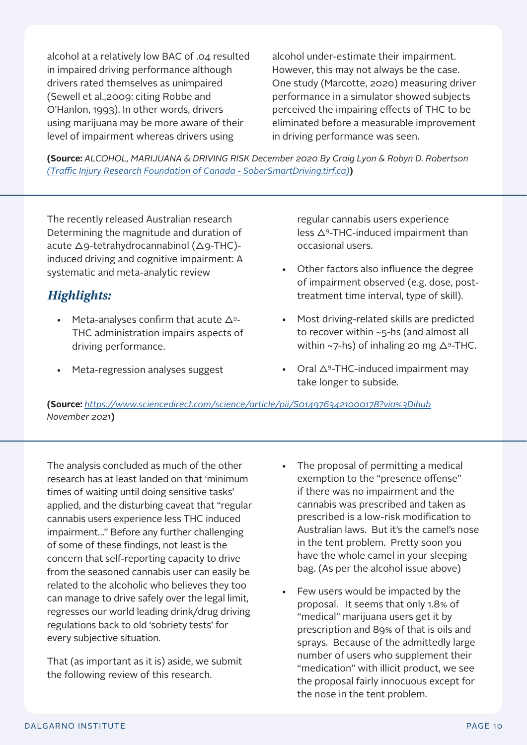alcohol at a relatively low BAC of .04 resulted in impaired driving performance although drivers rated themselves as unimpaired (Sewell et al.,2009: citing Robbe and O'Hanlon, 1993). In other words, drivers using marijuana may be more aware of their level of impairment whereas drivers using alcohol under-estimate their impairment. However, this may not always be the case. One study (Marcotte, 2020) measuring driver performance in a simulator showed subjects perceived the impairing effects of THC to be eliminated before a measurable improvement in driving performance was seen.

**(Source:** *ALCOHOL, MARIJUANA & DRIVING RISK December 2020 By Craig Lyon & Robyn D. Robertson (Traffic Injury Research Foundation of Canada - SoberSmartDriving.tirf.ca)***)**

---

The recently released Australian research Determining the magnitude and duration of acute Δ9-tetrahydrocannabinol (Δ9-THC)-induced driving and cognitive impairment: A systematic and meta-analytic review

## *Highlights:*

- Meta-analyses confirm that acute $\Delta^9$-THC administration impairs aspects of driving performance.
- Meta-regression analyses suggest regular cannabis users experience less $\Delta^9$-THC-induced impairment than occasional users.
- Other factors also influence the degree of impairment observed (e.g. dose, post-treatment time interval, type of skill).
- Most driving-related skills are predicted to recover within ~5-hs (and almost all within ~7-hs) of inhaling 20 mg $\Delta^9$-THC.
- Oral $\Delta^9$-THC-induced impairment may take longer to subside.

**(Source:** *https://www.sciencedirect.com/science/article/pii/S0149763421000178?via%3Dihub November 2021***)**

---

The analysis concluded as much of the other research has at least landed on that 'minimum times of waiting until doing sensitive tasks' applied, and the disturbing caveat that "regular cannabis users experience less THC induced impairment..." Before any further challenging of some of these findings, not least is the concern that self-reporting capacity to drive from the seasoned cannabis user can easily be related to the alcoholic who believes they too can manage to drive safely over the legal limit, regresses our world leading drink/drug driving regulations back to old 'sobriety tests' for every subjective situation.

That (as important as it is) aside, we submit the following review of this research.

- The proposal of permitting a medical exemption to the "presence offense" if there was no impairment and the cannabis was prescribed and taken as prescribed is a low-risk modification to Australian laws. But it's the camel's nose in the tent problem. Pretty soon you have the whole camel in your sleeping bag. (As per the alcohol issue above)
- Few users would be impacted by the proposal. It seems that only 1.8% of "medical" marijuana users get it by prescription and 89% of that is oils and sprays. Because of the admittedly large number of users who supplement their "medication" with illicit product, we see the proposal fairly innocuous except for the nose in the tent problem.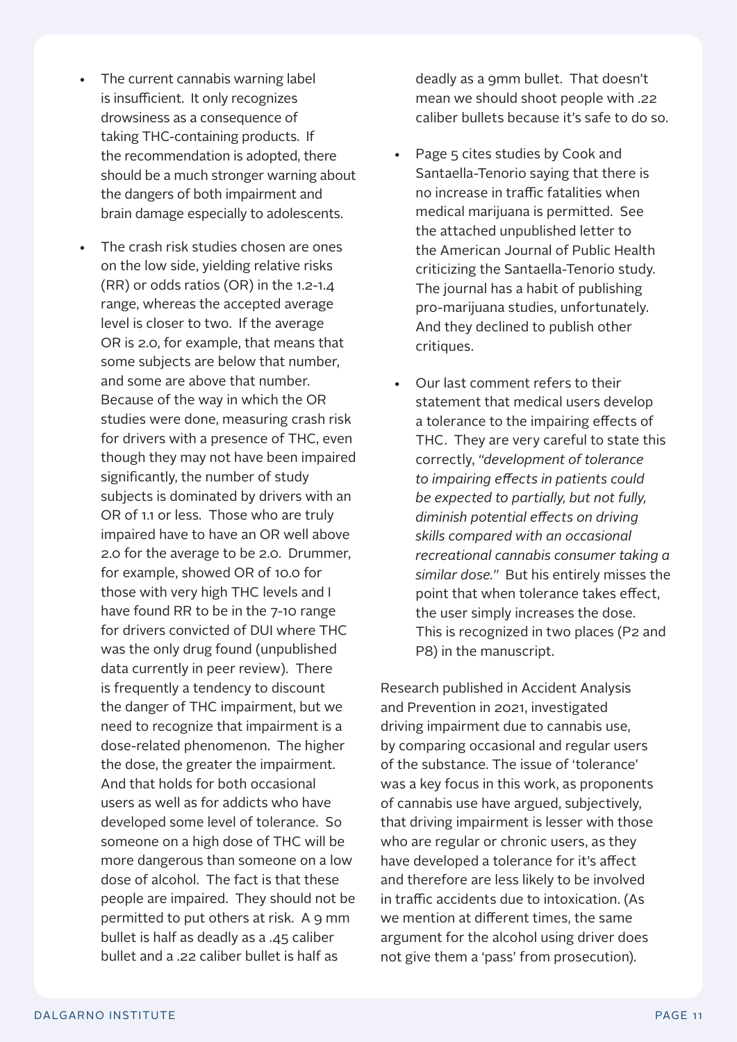- The current cannabis warning label is insufficient. It only recognizes drowsiness as a consequence of taking THC-containing products. If the recommendation is adopted, there should be a much stronger warning about the dangers of both impairment and brain damage especially to adolescents.

- The crash risk studies chosen are ones on the low side, yielding relative risks (RR) or odds ratios (OR) in the 1.2-1.4 range, whereas the accepted average level is closer to two. If the average OR is 2.0, for example, that means that some subjects are below that number, and some are above that number. Because of the way in which the OR studies were done, measuring crash risk for drivers with a presence of THC, even though they may not have been impaired significantly, the number of study subjects is dominated by drivers with an OR of 1.1 or less. Those who are truly impaired have to have an OR well above 2.0 for the average to be 2.0. Drummer, for example, showed OR of 10.0 for those with very high THC levels and I have found RR to be in the 7-10 range for drivers convicted of DUI where THC was the only drug found (unpublished data currently in peer review). There is frequently a tendency to discount the danger of THC impairment, but we need to recognize that impairment is a dose-related phenomenon. The higher the dose, the greater the impairment. And that holds for both occasional users as well as for addicts who have developed some level of tolerance. So someone on a high dose of THC will be more dangerous than someone on a low dose of alcohol. The fact is that these people are impaired. They should not be permitted to put others at risk. A 9 mm bullet is half as deadly as a .45 caliber bullet and a .22 caliber bullet is half as deadly as a 9mm bullet. That doesn't mean we should shoot people with .22 caliber bullets because it's safe to do so.

- Page 5 cites studies by Cook and Santaella-Tenorio saying that there is no increase in traffic fatalities when medical marijuana is permitted. See the attached unpublished letter to the American Journal of Public Health criticizing the Santaella-Tenorio study. The journal has a habit of publishing pro-marijuana studies, unfortunately. And they declined to publish other critiques.

- Our last comment refers to their statement that medical users develop a tolerance to the impairing effects of THC. They are very careful to state this correctly, *"development of tolerance to impairing effects in patients could be expected to partially, but not fully, diminish potential effects on driving skills compared with an occasional recreational cannabis consumer taking a similar dose."* But his entirely misses the point that when tolerance takes effect, the user simply increases the dose. This is recognized in two places (P2 and P8) in the manuscript.

Research published in Accident Analysis and Prevention in 2021, investigated driving impairment due to cannabis use, by comparing occasional and regular users of the substance. The issue of 'tolerance' was a key focus in this work, as proponents of cannabis use have argued, subjectively, that driving impairment is lesser with those who are regular or chronic users, as they have developed a tolerance for it's affect and therefore are less likely to be involved in traffic accidents due to intoxication. (As we mention at different times, the same argument for the alcohol using driver does not give them a 'pass' from prosecution).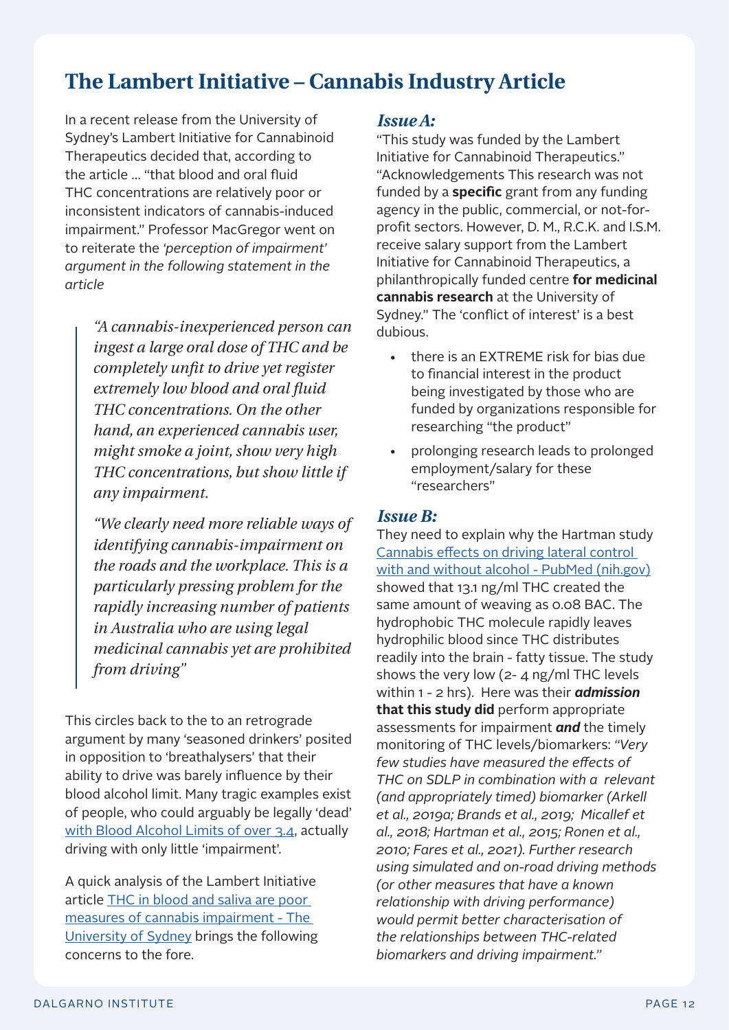# The Lambert Initiative – Cannabis Industry Article

In a recent release from the University of Sydney's Lambert Initiative for Cannabinoid Therapeutics decided that, according to the article … "that blood and oral fluid THC concentrations are relatively poor or inconsistent indicators of cannabis-induced impairment." Professor MacGregor went on to reiterate the *'perception of impairment' argument in the following statement in the article*

> *"A cannabis-inexperienced person can ingest a large oral dose of THC and be completely unfit to drive yet register extremely low blood and oral fluid THC concentrations. On the other hand, an experienced cannabis user, might smoke a joint, show very high THC concentrations, but show little if any impairment.*
>
> *"We clearly need more reliable ways of identifying cannabis-impairment on the roads and the workplace. This is a particularly pressing problem for the rapidly increasing number of patients in Australia who are using legal medicinal cannabis yet are prohibited from driving"*

This circles back to the to an retrograde argument by many 'seasoned drinkers' posited in opposition to 'breathalysers' that their ability to drive was barely influence by their blood alcohol limit. Many tragic examples exist of people, who could arguably be legally 'dead' with Blood Alcohol Limits of over 3.4, actually driving with only little 'impairment'.

A quick analysis of the Lambert Initiative article THC in blood and saliva are poor measures of cannabis impairment - The University of Sydney brings the following concerns to the fore.

### *Issue A:*

"This study was funded by the Lambert Initiative for Cannabinoid Therapeutics." "Acknowledgements This research was not funded by a **specific** grant from any funding agency in the public, commercial, or not-for-profit sectors. However, D. M., R.C.K. and I.S.M. receive salary support from the Lambert Initiative for Cannabinoid Therapeutics, a philanthropically funded centre **for medicinal cannabis research** at the University of Sydney." The 'conflict of interest' is a best dubious.

- there is an EXTREME risk for bias due to financial interest in the product being investigated by those who are funded by organizations responsible for researching "the product"
- prolonging research leads to prolonged employment/salary for these "researchers"

### *Issue B:*

They need to explain why the Hartman study Cannabis effects on driving lateral control with and without alcohol - PubMed (nih.gov) showed that 13.1 ng/ml THC created the same amount of weaving as 0.08 BAC. The hydrophobic THC molecule rapidly leaves hydrophilic blood since THC distributes readily into the brain - fatty tissue. The study shows the very low (2- 4 ng/ml THC levels within 1 - 2 hrs). Here was their ***admission*** **that this study did** perform appropriate assessments for impairment ***and*** the timely monitoring of THC levels/biomarkers: *"Very few studies have measured the effects of THC on SDLP in combination with a relevant (and appropriately timed) biomarker (Arkell et al., 2019a; Brands et al., 2019; Micallef et al., 2018; Hartman et al., 2015; Ronen et al., 2010; Fares et al., 2021). Further research using simulated and on-road driving methods (or other measures that have a known relationship with driving performance) would permit better characterisation of the relationships between THC-related biomarkers and driving impairment."*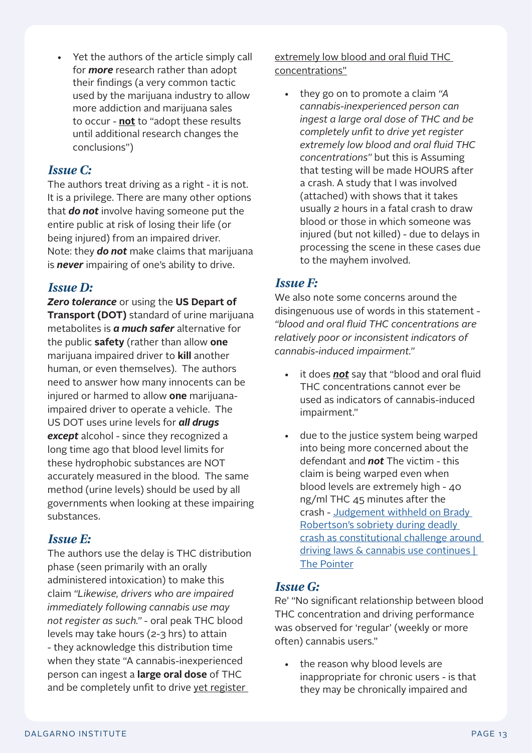- Yet the authors of the article simply call for ***more*** research rather than adopt their findings (a very common tactic used by the marijuana industry to allow more addiction and marijuana sales to occur - **not** to "adopt these results until additional research changes the conclusions")

### *Issue C:*

The authors treat driving as a right - it is not. It is a privilege. There are many other options that ***do not*** involve having someone put the entire public at risk of losing their life (or being injured) from an impaired driver. Note: they ***do not*** make claims that marijuana is ***never*** impairing of one's ability to drive.

### *Issue D:*

***Zero tolerance*** or using the **US Depart of Transport (DOT)** standard of urine marijuana metabolites is ***a much safer*** alternative for the public **safety** (rather than allow **one** marijuana impaired driver to **kill** another human, or even themselves). The authors need to answer how many innocents can be injured or harmed to allow **one** marijuana-impaired driver to operate a vehicle. The US DOT uses urine levels for ***all drugs except*** alcohol - since they recognized a long time ago that blood level limits for these hydrophobic substances are NOT accurately measured in the blood. The same method (urine levels) should be used by all governments when looking at these impairing substances.

### *Issue E:*

The authors use the delay is THC distribution phase (seen primarily with an orally administered intoxication) to make this claim *"Likewise, drivers who are impaired immediately following cannabis use may not register as such."* - oral peak THC blood levels may take hours (2-3 hrs) to attain - they acknowledge this distribution time when they state "A cannabis-inexperienced person can ingest a **large oral dose** of THC and be completely unfit to drive yet register extremely low blood and oral fluid THC concentrations"

- they go on to promote a claim *"A cannabis-inexperienced person can ingest a large oral dose of THC and be completely unfit to drive yet register extremely low blood and oral fluid THC concentrations"* but this is Assuming that testing will be made HOURS after a crash. A study that I was involved (attached) with shows that it takes usually 2 hours in a fatal crash to draw blood or those in which someone was injured (but not killed) - due to delays in processing the scene in these cases due to the mayhem involved.

### *Issue F:*

We also note some concerns around the disingenuous use of words in this statement - *"blood and oral fluid THC concentrations are relatively poor or inconsistent indicators of cannabis-induced impairment."*

- it does ***not*** say that "blood and oral fluid THC concentrations cannot ever be used as indicators of cannabis-induced impairment."
- due to the justice system being warped into being more concerned about the defendant and ***not*** The victim - this claim is being warped even when blood levels are extremely high - 40 ng/ml THC 45 minutes after the crash - [Judgement withheld on Brady Robertson's sobriety during deadly crash as constitutional challenge around driving laws & cannabis use continues | The Pointer]

### *Issue G:*

Re' "No significant relationship between blood THC concentration and driving performance was observed for 'regular' (weekly or more often) cannabis users."

- the reason why blood levels are inappropriate for chronic users - is that they may be chronically impaired and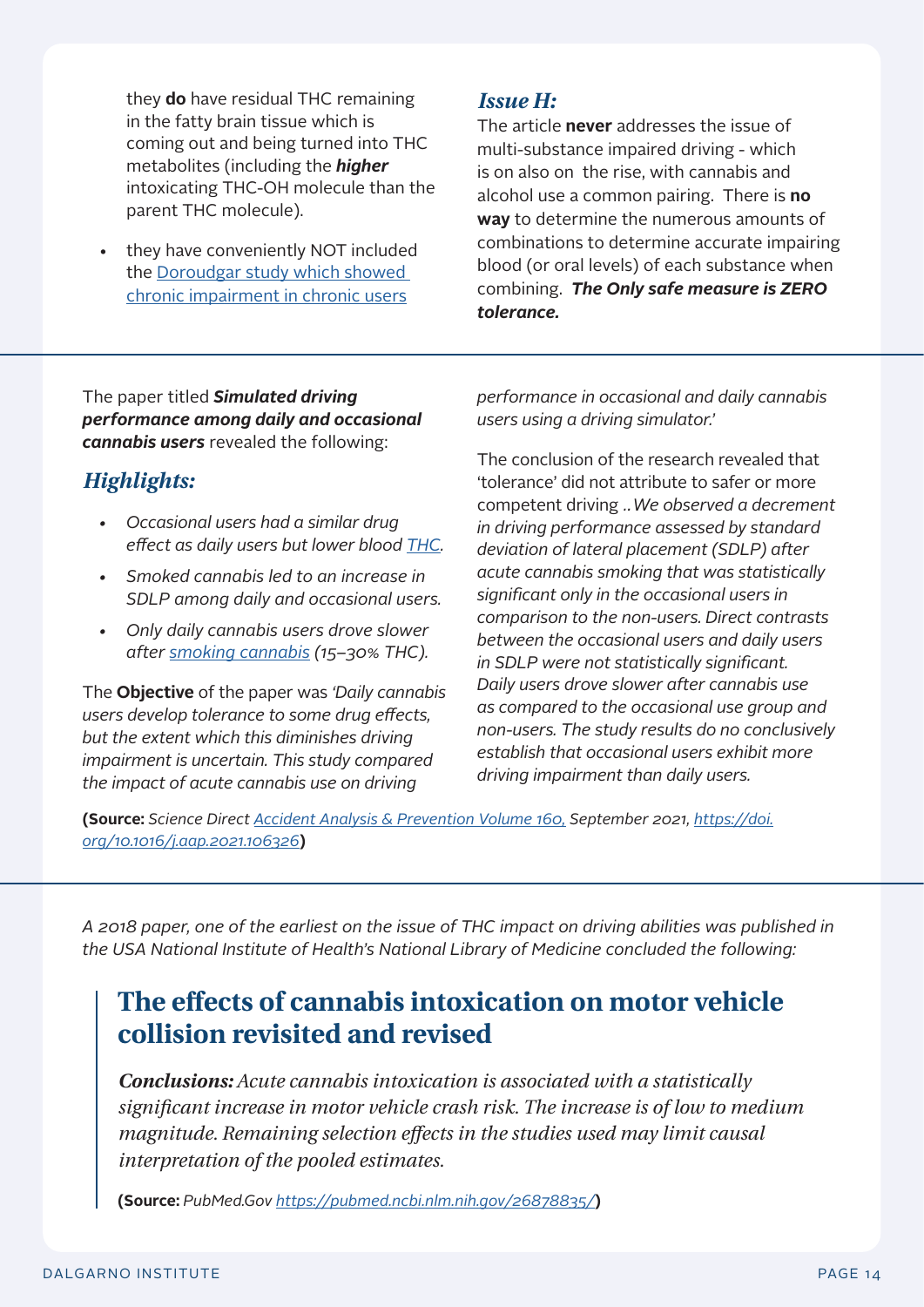they **do** have residual THC remaining in the fatty brain tissue which is coming out and being turned into THC metabolites (including the ***higher*** intoxicating THC-OH molecule than the parent THC molecule).

- they have conveniently NOT included the Doroudgar study which showed chronic impairment in chronic users

### *Issue H:*

The article **never** addresses the issue of multi-substance impaired driving - which is on also on the rise, with cannabis and alcohol use a common pairing. There is **no way** to determine the numerous amounts of combinations to determine accurate impairing blood (or oral levels) of each substance when combining. ***The Only safe measure is ZERO tolerance.***

---

The paper titled ***Simulated driving performance among daily and occasional cannabis users*** revealed the following:

## *Highlights:*

- *Occasional users had a similar drug effect as daily users but lower blood THC.*
- *Smoked cannabis led to an increase in SDLP among daily and occasional users.*
- *Only daily cannabis users drove slower after smoking cannabis (15–30% THC).*

The **Objective** of the paper was *'Daily cannabis users develop tolerance to some drug effects, but the extent which this diminishes driving impairment is uncertain. This study compared the impact of acute cannabis use on driving performance in occasional and daily cannabis users using a driving simulator.'*

The conclusion of the research revealed that 'tolerance' did not attribute to safer or more competent driving .. *We observed a decrement in driving performance assessed by standard deviation of lateral placement (SDLP) after acute cannabis smoking that was statistically significant only in the occasional users in comparison to the non-users. Direct contrasts between the occasional users and daily users in SDLP were not statistically significant. Daily users drove slower after cannabis use as compared to the occasional use group and non-users. The study results do no conclusively establish that occasional users exhibit more driving impairment than daily users.*

**(Source:** *Science Direct Accident Analysis & Prevention Volume 160, September 2021, https://doi.org/10.1016/j.aap.2021.106326***)**

---

*A 2018 paper, one of the earliest on the issue of THC impact on driving abilities was published in the USA National Institute of Health's National Library of Medicine concluded the following:*

## The effects of cannabis intoxication on motor vehicle collision revisited and revised

***Conclusions:*** *Acute cannabis intoxication is associated with a statistically significant increase in motor vehicle crash risk. The increase is of low to medium magnitude. Remaining selection effects in the studies used may limit causal interpretation of the pooled estimates.*

**(Source:** *PubMed.Gov https://pubmed.ncbi.nlm.nih.gov/26878835/***)**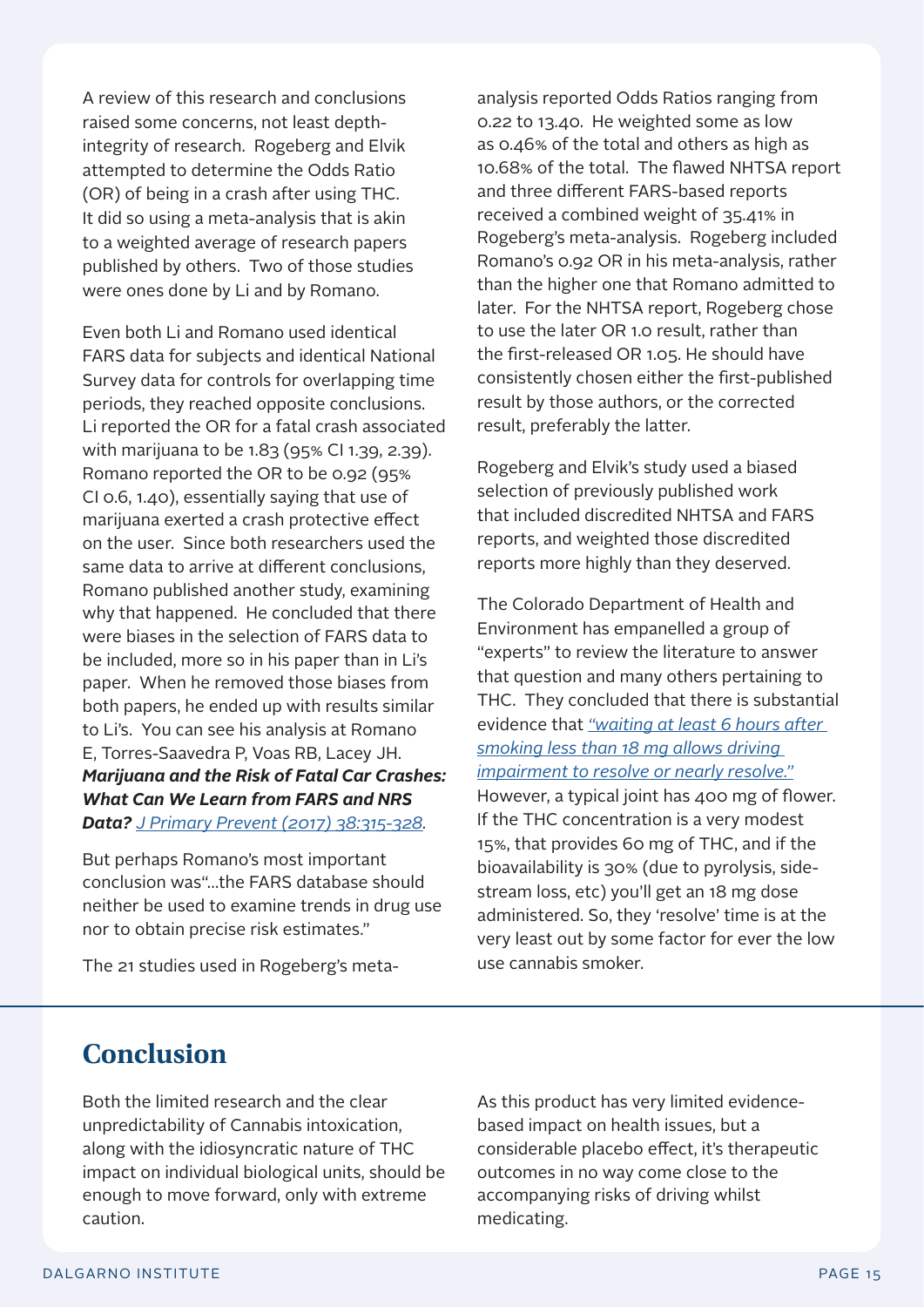A review of this research and conclusions raised some concerns, not least depth-integrity of research. Rogeberg and Elvik attempted to determine the Odds Ratio (OR) of being in a crash after using THC. It did so using a meta-analysis that is akin to a weighted average of research papers published by others. Two of those studies were ones done by Li and by Romano.

Even both Li and Romano used identical FARS data for subjects and identical National Survey data for controls for overlapping time periods, they reached opposite conclusions. Li reported the OR for a fatal crash associated with marijuana to be 1.83 (95% CI 1.39, 2.39). Romano reported the OR to be 0.92 (95% CI 0.6, 1.40), essentially saying that use of marijuana exerted a crash protective effect on the user. Since both researchers used the same data to arrive at different conclusions, Romano published another study, examining why that happened. He concluded that there were biases in the selection of FARS data to be included, more so in his paper than in Li's paper. When he removed those biases from both papers, he ended up with results similar to Li's. You can see his analysis at Romano E, Torres-Saavedra P, Voas RB, Lacey JH. ***Marijuana and the Risk of Fatal Car Crashes: What Can We Learn from FARS and NRS Data?*** *J Primary Prevent (2017) 38:315-328*.

But perhaps Romano's most important conclusion was"...the FARS database should neither be used to examine trends in drug use nor to obtain precise risk estimates."

The 21 studies used in Rogeberg's meta-analysis reported Odds Ratios ranging from 0.22 to 13.40. He weighted some as low as 0.46% of the total and others as high as 10.68% of the total. The flawed NHTSA report and three different FARS-based reports received a combined weight of 35.41% in Rogeberg's meta-analysis. Rogeberg included Romano's 0.92 OR in his meta-analysis, rather than the higher one that Romano admitted to later. For the NHTSA report, Rogeberg chose to use the later OR 1.0 result, rather than the first-released OR 1.05. He should have consistently chosen either the first-published result by those authors, or the corrected result, preferably the latter.

Rogeberg and Elvik's study used a biased selection of previously published work that included discredited NHTSA and FARS reports, and weighted those discredited reports more highly than they deserved.

The Colorado Department of Health and Environment has empanelled a group of "experts" to review the literature to answer that question and many others pertaining to THC. They concluded that there is substantial evidence that *"waiting at least 6 hours after smoking less than 18 mg allows driving impairment to resolve or nearly resolve."* However, a typical joint has 400 mg of flower. If the THC concentration is a very modest 15%, that provides 60 mg of THC, and if the bioavailability is 30% (due to pyrolysis, side-stream loss, etc) you'll get an 18 mg dose administered. So, they 'resolve' time is at the very least out by some factor for ever the low use cannabis smoker.

## Conclusion

Both the limited research and the clear unpredictability of Cannabis intoxication, along with the idiosyncratic nature of THC impact on individual biological units, should be enough to move forward, only with extreme caution.

As this product has very limited evidence-based impact on health issues, but a considerable placebo effect, it's therapeutic outcomes in no way come close to the accompanying risks of driving whilst medicating.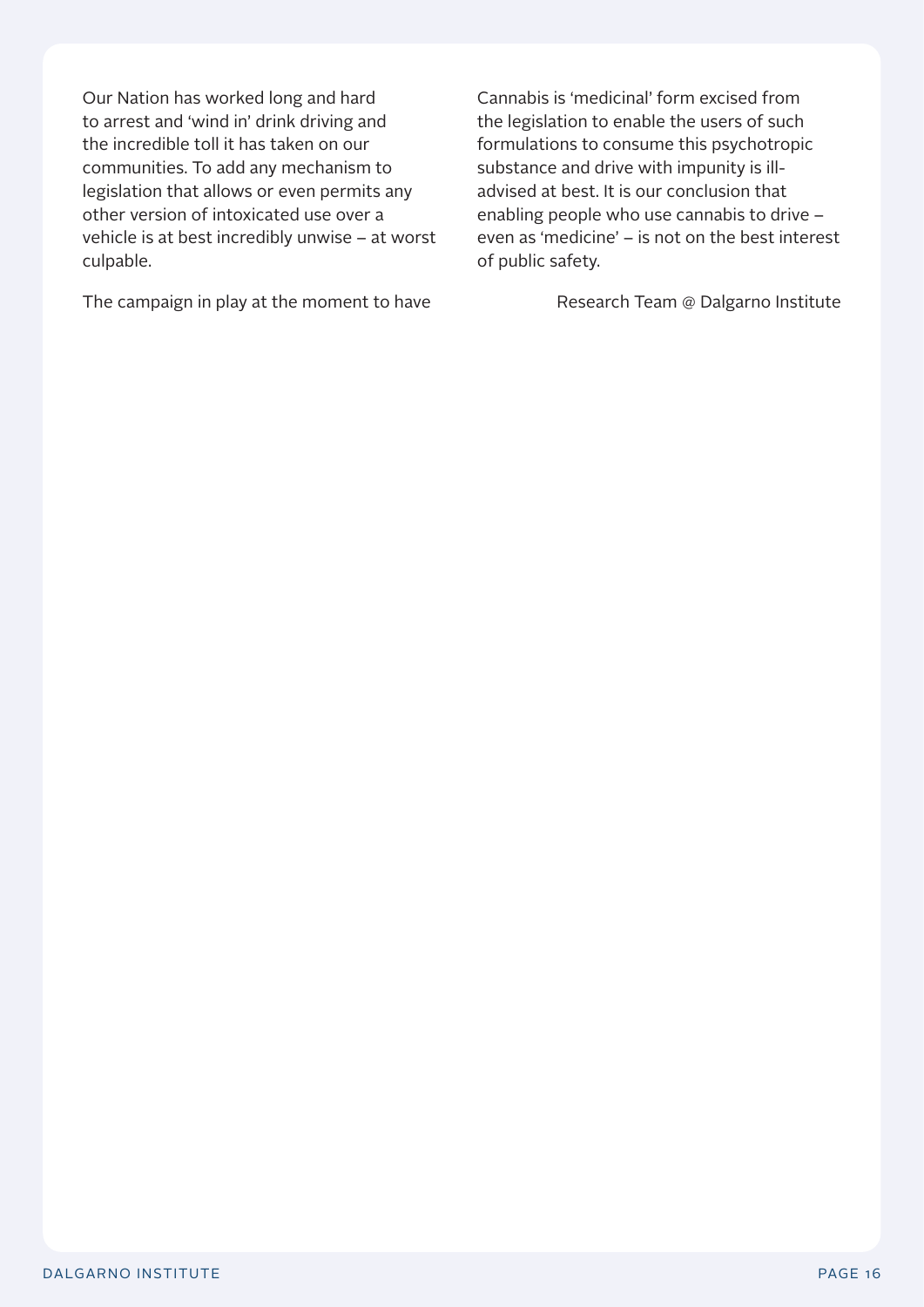Our Nation has worked long and hard to arrest and 'wind in' drink driving and the incredible toll it has taken on our communities. To add any mechanism to legislation that allows or even permits any other version of intoxicated use over a vehicle is at best incredibly unwise – at worst culpable.

The campaign in play at the moment to have Cannabis is 'medicinal' form excised from the legislation to enable the users of such formulations to consume this psychotropic substance and drive with impunity is ill-advised at best. It is our conclusion that enabling people who use cannabis to drive – even as 'medicine' – is not on the best interest of public safety.

Research Team @ Dalgarno Institute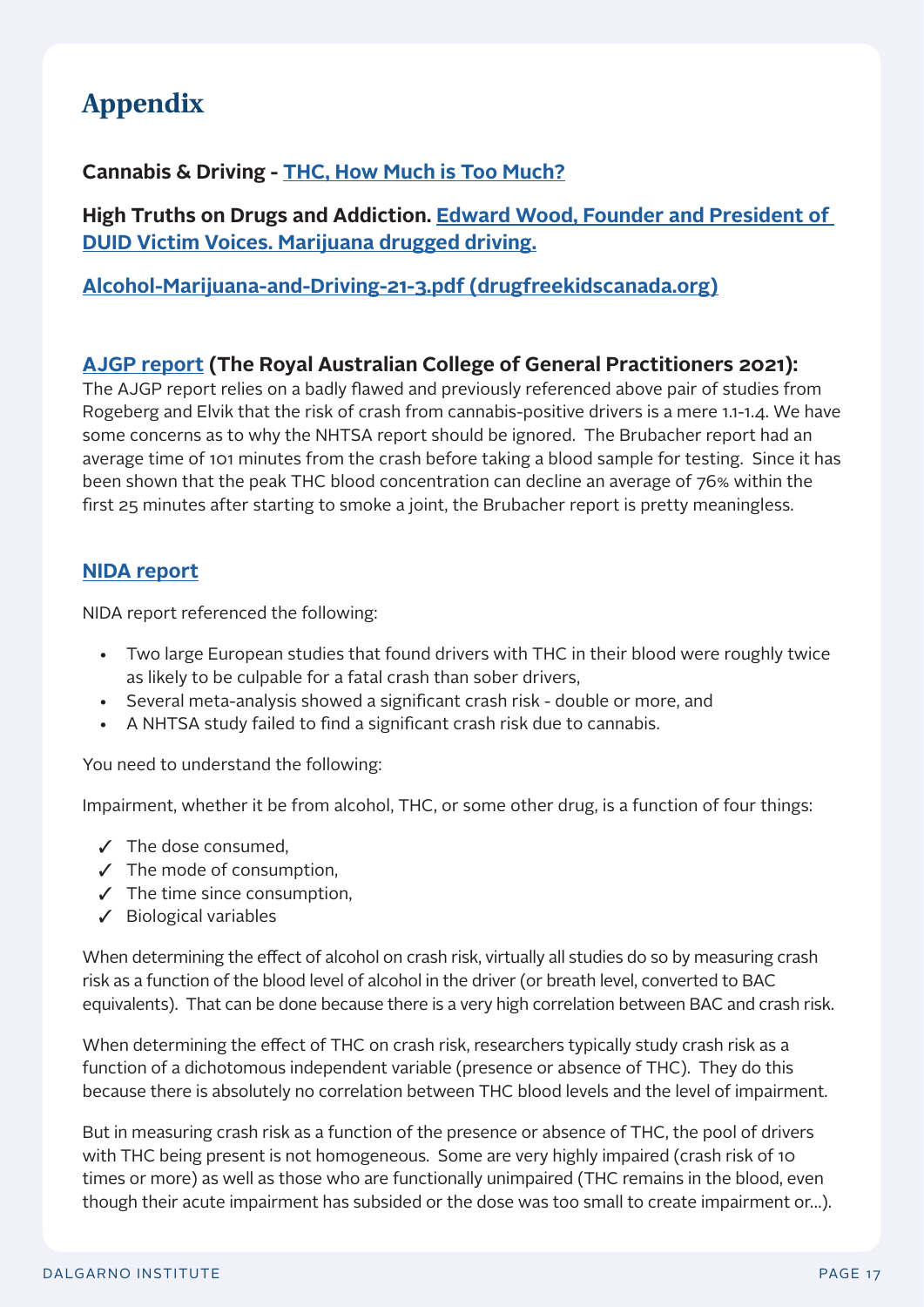# Appendix

**Cannabis & Driving - THC, How Much is Too Much?**

**High Truths on Drugs and Addiction. Edward Wood, Founder and President of DUID Victim Voices. Marijuana drugged driving.**

**Alcohol-Marijuana-and-Driving-21-3.pdf (drugfreekidscanada.org)**

**AJGP report (The Royal Australian College of General Practitioners 2021):**
The AJGP report relies on a badly flawed and previously referenced above pair of studies from Rogeberg and Elvik that the risk of crash from cannabis-positive drivers is a mere 1.1-1.4. We have some concerns as to why the NHTSA report should be ignored. The Brubacher report had an average time of 101 minutes from the crash before taking a blood sample for testing. Since it has been shown that the peak THC blood concentration can decline an average of 76% within the first 25 minutes after starting to smoke a joint, the Brubacher report is pretty meaningless.

**NIDA report**

NIDA report referenced the following:

- Two large European studies that found drivers with THC in their blood were roughly twice as likely to be culpable for a fatal crash than sober drivers,
- Several meta-analysis showed a significant crash risk - double or more, and
- A NHTSA study failed to find a significant crash risk due to cannabis.

You need to understand the following:

Impairment, whether it be from alcohol, THC, or some other drug, is a function of four things:

- ✓ The dose consumed,
- ✓ The mode of consumption,
- ✓ The time since consumption,
- ✓ Biological variables

When determining the effect of alcohol on crash risk, virtually all studies do so by measuring crash risk as a function of the blood level of alcohol in the driver (or breath level, converted to BAC equivalents). That can be done because there is a very high correlation between BAC and crash risk.

When determining the effect of THC on crash risk, researchers typically study crash risk as a function of a dichotomous independent variable (presence or absence of THC). They do this because there is absolutely no correlation between THC blood levels and the level of impairment.

But in measuring crash risk as a function of the presence or absence of THC, the pool of drivers with THC being present is not homogeneous. Some are very highly impaired (crash risk of 10 times or more) as well as those who are functionally unimpaired (THC remains in the blood, even though their acute impairment has subsided or the dose was too small to create impairment or...).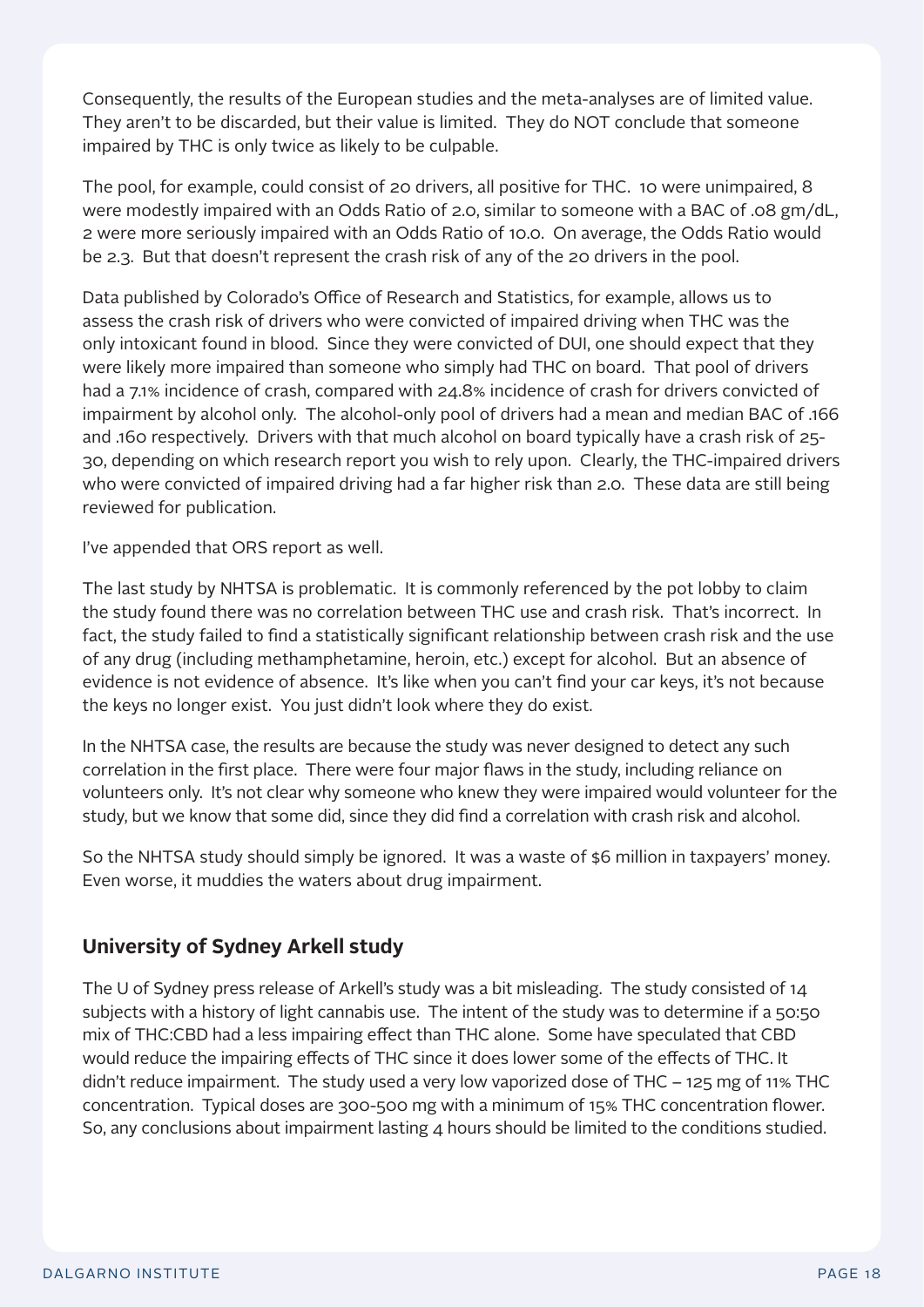Consequently, the results of the European studies and the meta-analyses are of limited value. They aren't to be discarded, but their value is limited. They do NOT conclude that someone impaired by THC is only twice as likely to be culpable.

The pool, for example, could consist of 20 drivers, all positive for THC. 10 were unimpaired, 8 were modestly impaired with an Odds Ratio of 2.0, similar to someone with a BAC of .08 gm/dL, 2 were more seriously impaired with an Odds Ratio of 10.0. On average, the Odds Ratio would be 2.3. But that doesn't represent the crash risk of any of the 20 drivers in the pool.

Data published by Colorado's Office of Research and Statistics, for example, allows us to assess the crash risk of drivers who were convicted of impaired driving when THC was the only intoxicant found in blood. Since they were convicted of DUI, one should expect that they were likely more impaired than someone who simply had THC on board. That pool of drivers had a 7.1% incidence of crash, compared with 24.8% incidence of crash for drivers convicted of impairment by alcohol only. The alcohol-only pool of drivers had a mean and median BAC of .166 and .160 respectively. Drivers with that much alcohol on board typically have a crash risk of 25-30, depending on which research report you wish to rely upon. Clearly, the THC-impaired drivers who were convicted of impaired driving had a far higher risk than 2.0. These data are still being reviewed for publication.

I've appended that ORS report as well.

The last study by NHTSA is problematic. It is commonly referenced by the pot lobby to claim the study found there was no correlation between THC use and crash risk. That's incorrect. In fact, the study failed to find a statistically significant relationship between crash risk and the use of any drug (including methamphetamine, heroin, etc.) except for alcohol. But an absence of evidence is not evidence of absence. It's like when you can't find your car keys, it's not because the keys no longer exist. You just didn't look where they do exist.

In the NHTSA case, the results are because the study was never designed to detect any such correlation in the first place. There were four major flaws in the study, including reliance on volunteers only. It's not clear why someone who knew they were impaired would volunteer for the study, but we know that some did, since they did find a correlation with crash risk and alcohol.

So the NHTSA study should simply be ignored. It was a waste of $6 million in taxpayers' money. Even worse, it muddies the waters about drug impairment.

## University of Sydney Arkell study

The U of Sydney press release of Arkell's study was a bit misleading. The study consisted of 14 subjects with a history of light cannabis use. The intent of the study was to determine if a 50:50 mix of THC:CBD had a less impairing effect than THC alone. Some have speculated that CBD would reduce the impairing effects of THC since it does lower some of the effects of THC. It didn't reduce impairment. The study used a very low vaporized dose of THC – 125 mg of 11% THC concentration. Typical doses are 300-500 mg with a minimum of 15% THC concentration flower. So, any conclusions about impairment lasting 4 hours should be limited to the conditions studied.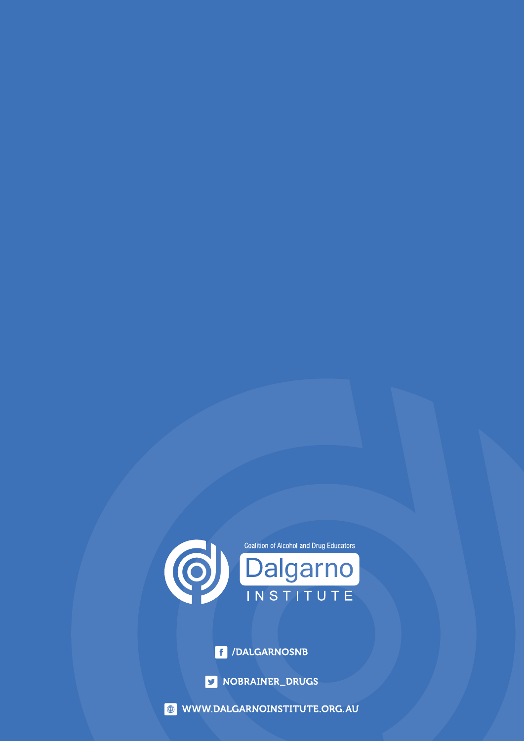Coalition of Alcohol and Drug Educators

Dalgarno INSTITUTE

/DALGARNOSNB

NOBRAINER_DRUGS

WWW.DALGARNOINSTITUTE.ORG.AU